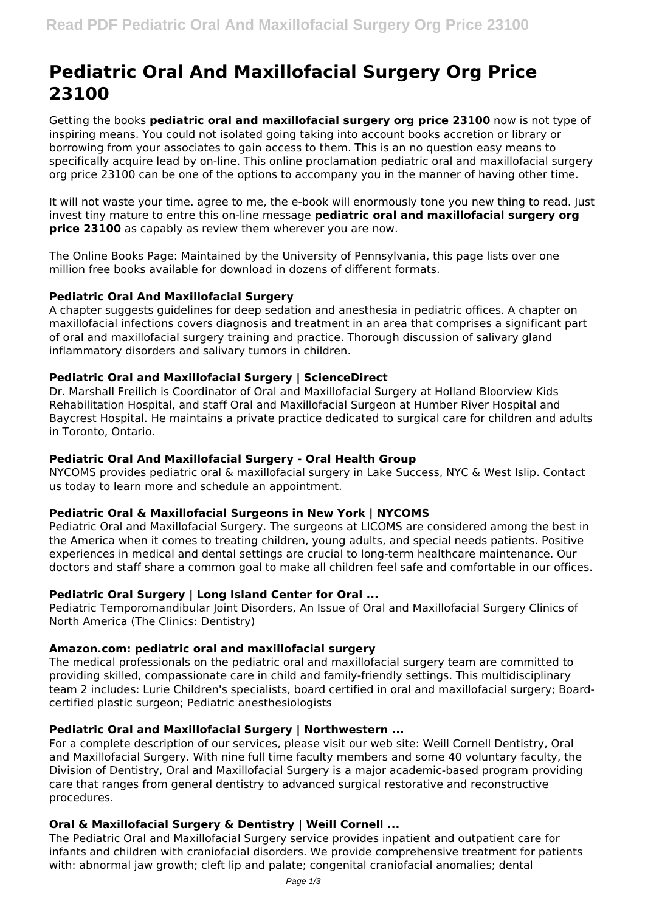# Pediatric Oral And Maxillofacial Surgery Org Price 23100

Getting the books **pediatric oral and maxillofacial surgery org price 23100** now is not type of inspiring means. You could not isolated going taking into account books accretion or library or borrowing from your associates to gain access to them. This is an no question easy means to specifically acquire lead by on-line. This online proclamation pediatric oral and maxillofacial surgery org price 23100 can be one of the options to accompany you in the manner of having other time.

It will not waste your time. agree to me, the e-book will enormously tone you new thing to read. Just invest tiny mature to entre this on-line message **pediatric oral and maxillofacial surgery org price 23100** as capably as review them wherever you are now.

The Online Books Page: Maintained by the University of Pennsylvania, this page lists over one million free books available for download in dozens of different formats.

### Pediatric Oral And Maxillofacial Surgery

A chapter suggests guidelines for deep sedation and anesthesia in pediatric offices. A chapter on maxillofacial infections covers diagnosis and treatment in an area that comprises a significant part of oral and maxillofacial surgery training and practice. Thorough discussion of salivary gland inflammatory disorders and salivary tumors in children.

### Pediatric Oral and Maxillofacial Surgery | ScienceDirect

Dr. Marshall Freilich is Coordinator of Oral and Maxillofacial Surgery at Holland Bloorview Kids Rehabilitation Hospital, and staff Oral and Maxillofacial Surgeon at Humber River Hospital and Baycrest Hospital. He maintains a private practice dedicated to surgical care for children and adults in Toronto, Ontario.

### Pediatric Oral And Maxillofacial Surgery - Oral Health Group

NYCOMS provides pediatric oral & maxillofacial surgery in Lake Success, NYC & West Islip. Contact us today to learn more and schedule an appointment.

### Pediatric Oral & Maxillofacial Surgeons in New York | NYCOMS

Pediatric Oral and Maxillofacial Surgery. The surgeons at LICOMS are considered among the best in the America when it comes to treating children, young adults, and special needs patients. Positive experiences in medical and dental settings are crucial to long-term healthcare maintenance. Our doctors and staff share a common goal to make all children feel safe and comfortable in our offices.

### Pediatric Oral Surgery | Long Island Center for Oral ...

Pediatric Temporomandibular Joint Disorders, An Issue of Oral and Maxillofacial Surgery Clinics of North America (The Clinics: Dentistry)

### Amazon.com: pediatric oral and maxillofacial surgery

The medical professionals on the pediatric oral and maxillofacial surgery team are committed to providing skilled, compassionate care in child and family-friendly settings. This multidisciplinary team 2 includes: Lurie Children's specialists, board certified in oral and maxillofacial surgery; Board-certified plastic surgeon; Pediatric anesthesiologists

### Pediatric Oral and Maxillofacial Surgery | Northwestern ...

For a complete description of our services, please visit our web site: Weill Cornell Dentistry, Oral and Maxillofacial Surgery. With nine full time faculty members and some 40 voluntary faculty, the Division of Dentistry, Oral and Maxillofacial Surgery is a major academic-based program providing care that ranges from general dentistry to advanced surgical restorative and reconstructive procedures.

### Oral & Maxillofacial Surgery & Dentistry | Weill Cornell ...

The Pediatric Oral and Maxillofacial Surgery service provides inpatient and outpatient care for infants and children with craniofacial disorders. We provide comprehensive treatment for patients with: abnormal jaw growth; cleft lip and palate; congenital craniofacial anomalies; dental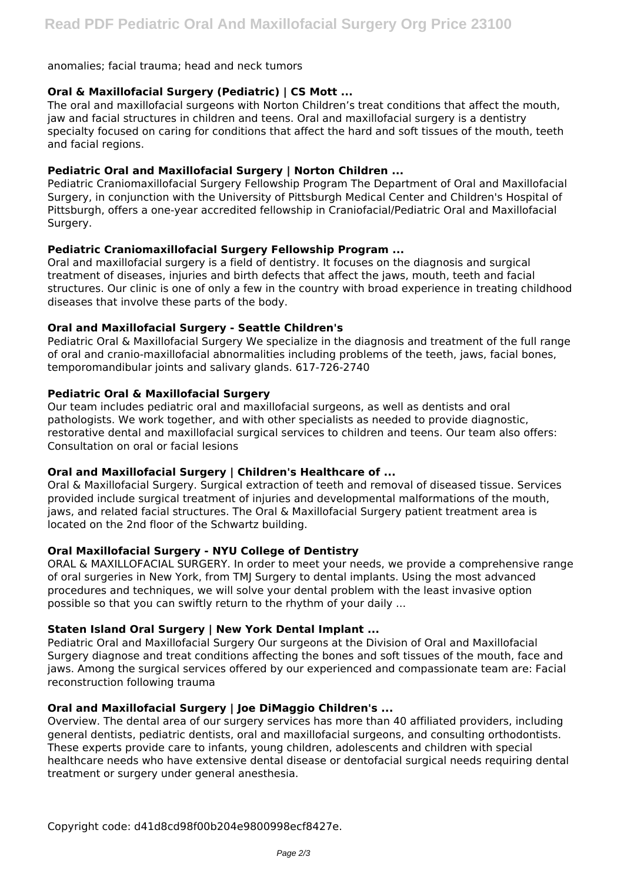anomalies; facial trauma; head and neck tumors

**Oral & Maxillofacial Surgery (Pediatric) | CS Mott ...**

The oral and maxillofacial surgeons with Norton Children's treat conditions that affect the mouth, jaw and facial structures in children and teens. Oral and maxillofacial surgery is a dentistry specialty focused on caring for conditions that affect the hard and soft tissues of the mouth, teeth and facial regions.

**Pediatric Oral and Maxillofacial Surgery | Norton Children ...**

Pediatric Craniomaxillofacial Surgery Fellowship Program The Department of Oral and Maxillofacial Surgery, in conjunction with the University of Pittsburgh Medical Center and Children's Hospital of Pittsburgh, offers a one-year accredited fellowship in Craniofacial/Pediatric Oral and Maxillofacial Surgery.

**Pediatric Craniomaxillofacial Surgery Fellowship Program ...**

Oral and maxillofacial surgery is a field of dentistry. It focuses on the diagnosis and surgical treatment of diseases, injuries and birth defects that affect the jaws, mouth, teeth and facial structures. Our clinic is one of only a few in the country with broad experience in treating childhood diseases that involve these parts of the body.

**Oral and Maxillofacial Surgery - Seattle Children's**

Pediatric Oral & Maxillofacial Surgery We specialize in the diagnosis and treatment of the full range of oral and cranio-maxillofacial abnormalities including problems of the teeth, jaws, facial bones, temporomandibular joints and salivary glands. 617-726-2740

**Pediatric Oral & Maxillofacial Surgery**

Our team includes pediatric oral and maxillofacial surgeons, as well as dentists and oral pathologists. We work together, and with other specialists as needed to provide diagnostic, restorative dental and maxillofacial surgical services to children and teens. Our team also offers: Consultation on oral or facial lesions

**Oral and Maxillofacial Surgery | Children's Healthcare of ...**

Oral & Maxillofacial Surgery. Surgical extraction of teeth and removal of diseased tissue. Services provided include surgical treatment of injuries and developmental malformations of the mouth, jaws, and related facial structures. The Oral & Maxillofacial Surgery patient treatment area is located on the 2nd floor of the Schwartz building.

**Oral Maxillofacial Surgery - NYU College of Dentistry**

ORAL & MAXILLOFACIAL SURGERY. In order to meet your needs, we provide a comprehensive range of oral surgeries in New York, from TMJ Surgery to dental implants. Using the most advanced procedures and techniques, we will solve your dental problem with the least invasive option possible so that you can swiftly return to the rhythm of your daily ...

**Staten Island Oral Surgery | New York Dental Implant ...**

Pediatric Oral and Maxillofacial Surgery Our surgeons at the Division of Oral and Maxillofacial Surgery diagnose and treat conditions affecting the bones and soft tissues of the mouth, face and jaws. Among the surgical services offered by our experienced and compassionate team are: Facial reconstruction following trauma

**Oral and Maxillofacial Surgery | Joe DiMaggio Children's ...**

Overview. The dental area of our surgery services has more than 40 affiliated providers, including general dentists, pediatric dentists, oral and maxillofacial surgeons, and consulting orthodontists. These experts provide care to infants, young children, adolescents and children with special healthcare needs who have extensive dental disease or dentofacial surgical needs requiring dental treatment or surgery under general anesthesia.

Copyright code: d41d8cd98f00b204e9800998ecf8427e.